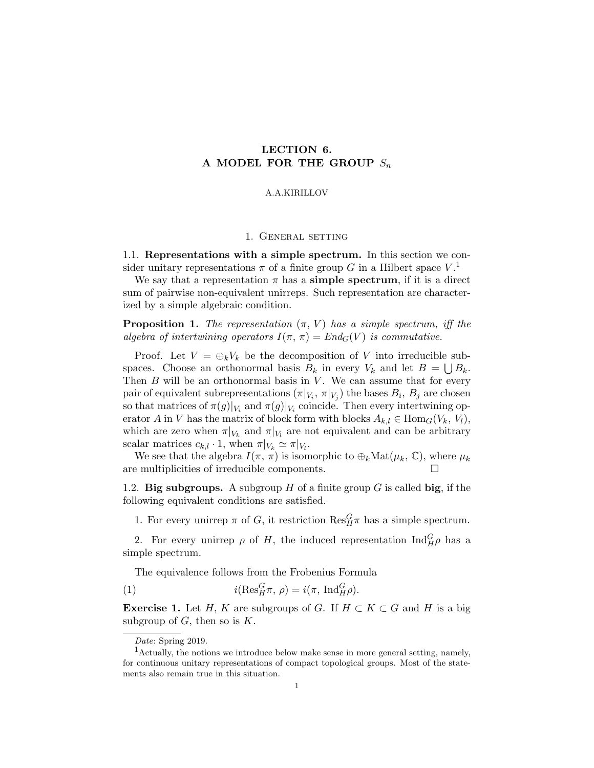# LECTION 6. A MODEL FOR THE GROUP $S_n$

A.A.KIRILLOV

## 1. General setting

**1.1. Representations with a simple spectrum.** In this section we consider unitary representations $\pi$ of a finite group $G$ in a Hilbert space $V$.[1]

We say that a representation $\pi$ has a **simple spectrum**, if it is a direct sum of pairwise non-equivalent unirreps. Such representation are characterized by a simple algebraic condition.

**Proposition 1.** *The representation $(\pi,\, V)$ has a simple spectrum, iff the algebra of intertwining operators $I(\pi,\, \pi) = End_G(V)$ is commutative.*

Proof. Let $V = \oplus_k V_k$ be the decomposition of $V$ into irreducible subspaces. Choose an orthonormal basis $B_k$ in every $V_k$ and let $B = \bigcup B_k$. Then $B$ will be an orthonormal basis in $V$. We can assume that for every pair of equivalent subrepresentations $(\pi|_{V_i},\, \pi|_{V_j})$ the bases $B_i$, $B_j$ are chosen so that matrices of $\pi(g)|_{V_i}$ and $\pi(g)|_{V_i}$ coincide. Then every intertwining operator $A$ in $V$ has the matrix of block form with blocks $A_{k,l} \in \mathrm{Hom}_G(V_k,\, V_l)$, which are zero when $\pi|_{V_k}$ and $\pi|_{V_l}$ are not equivalent and can be arbitrary scalar matrices $c_{k,l} \cdot 1$, when $\pi|_{V_k} \simeq \pi|_{V_l}$.

We see that the algebra $I(\pi,\, \pi)$ is isomorphic to $\oplus_k \mathrm{Mat}(\mu_k,\, \mathbb{C})$, where $\mu_k$ are multiplicities of irreducible components. $\square$

**1.2. Big subgroups.** A subgroup $H$ of a finite group $G$ is called **big**, if the following equivalent conditions are satisfied.

1. For every unirrep $\pi$ of $G$, it restriction $\mathrm{Res}^G_H \pi$ has a simple spectrum.

2. For every unirrep $\rho$ of $H$, the induced representation $\mathrm{Ind}^G_H \rho$ has a simple spectrum.

The equivalence follows from the Frobenius Formula

$$i(\mathrm{Res}^G_H \pi,\, \rho) = i(\pi,\, \mathrm{Ind}^G_H \rho). \tag{1}$$

**Exercise 1.** Let $H$, $K$ are subgroups of $G$. If $H \subset K \subset G$ and $H$ is a big subgroup of $G$, then so is $K$.

*Date*: Spring 2019.

[1] Actually, the notions we introduce below make sense in more general setting, namely, for continuous unitary representations of compact topological groups. Most of the statements also remain true in this situation.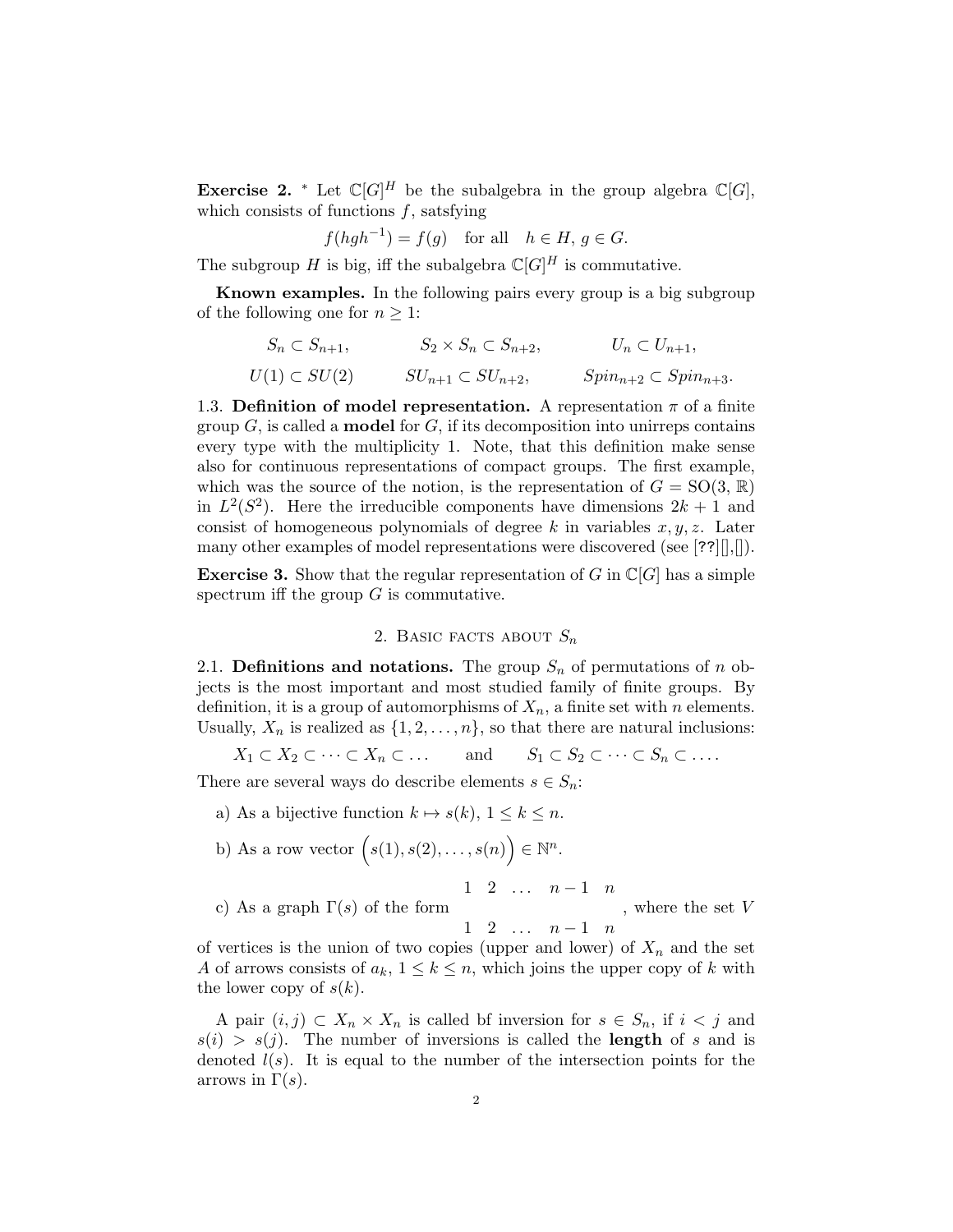**Exercise 2.** * Let $\mathbb{C}[G]^H$ be the subalgebra in the group algebra $\mathbb{C}[G]$, which consists of functions $f$, satsfying

$$f(hgh^{-1}) = f(g) \quad \text{for all} \quad h \in H,\, g \in G.$$

The subgroup $H$ is big, iff the subalgebra $\mathbb{C}[G]^H$ is commutative.

**Known examples.** In the following pairs every group is a big subgroup of the following one for $n \geq 1$:

$$S_n \subset S_{n+1}, \qquad S_2 \times S_n \subset S_{n+2}, \qquad U_n \subset U_{n+1},$$

$$U(1) \subset SU(2) \qquad SU_{n+1} \subset SU_{n+2}, \qquad Spin_{n+2} \subset Spin_{n+3}.$$

1.3. **Definition of model representation.** A representation $\pi$ of a finite group $G$, is called a **model** for $G$, if its decomposition into unirreps contains every type with the multiplicity 1. Note, that this definition make sense also for continuous representations of compact groups. The first example, which was the source of the notion, is the representation of $G = \mathrm{SO}(3, \mathbb{R})$ in $L^2(S^2)$. Here the irreducible components have dimensions $2k+1$ and consist of homogeneous polynomials of degree $k$ in variables $x, y, z$. Later many other examples of model representations were discovered (see [**??**][],[]).

**Exercise 3.** Show that the regular representation of $G$ in $\mathbb{C}[G]$ has a simple spectrum iff the group $G$ is commutative.

## 2. Basic facts about $S_n$

2.1. **Definitions and notations.** The group $S_n$ of permutations of $n$ objects is the most important and most studied family of finite groups. By definition, it is a group of automorphisms of $X_n$, a finite set with $n$ elements. Usually, $X_n$ is realized as $\{1, 2, \ldots, n\}$, so that there are natural inclusions:

$$X_1 \subset X_2 \subset \cdots \subset X_n \subset \ldots \qquad \text{and} \qquad S_1 \subset S_2 \subset \cdots \subset S_n \subset \ldots.$$

There are several ways do describe elements $s \in S_n$:

a) As a bijective function $k \mapsto s(k)$, $1 \leq k \leq n$.

b) As a row vector $\Big(s(1), s(2), \ldots, s(n)\Big) \in \mathbb{N}^n$.

c) As a graph $\Gamma(s)$ of the form $\begin{matrix} 1 & 2 & \ldots & n-1 & n \\ \\ 1 & 2 & \ldots & n-1 & n \end{matrix}$, where the set $V$ of vertices is the union of two copies (upper and lower) of $X_n$ and the set $A$ of arrows consists of $a_k$, $1 \leq k \leq n$, which joins the upper copy of $k$ with the lower copy of $s(k)$.

A pair $(i, j) \subset X_n \times X_n$ is called bf inversion for $s \in S_n$, if $i < j$ and $s(i) > s(j)$. The number of inversions is called the **length** of $s$ and is denoted $l(s)$. It is equal to the number of the intersection points for the arrows in $\Gamma(s)$.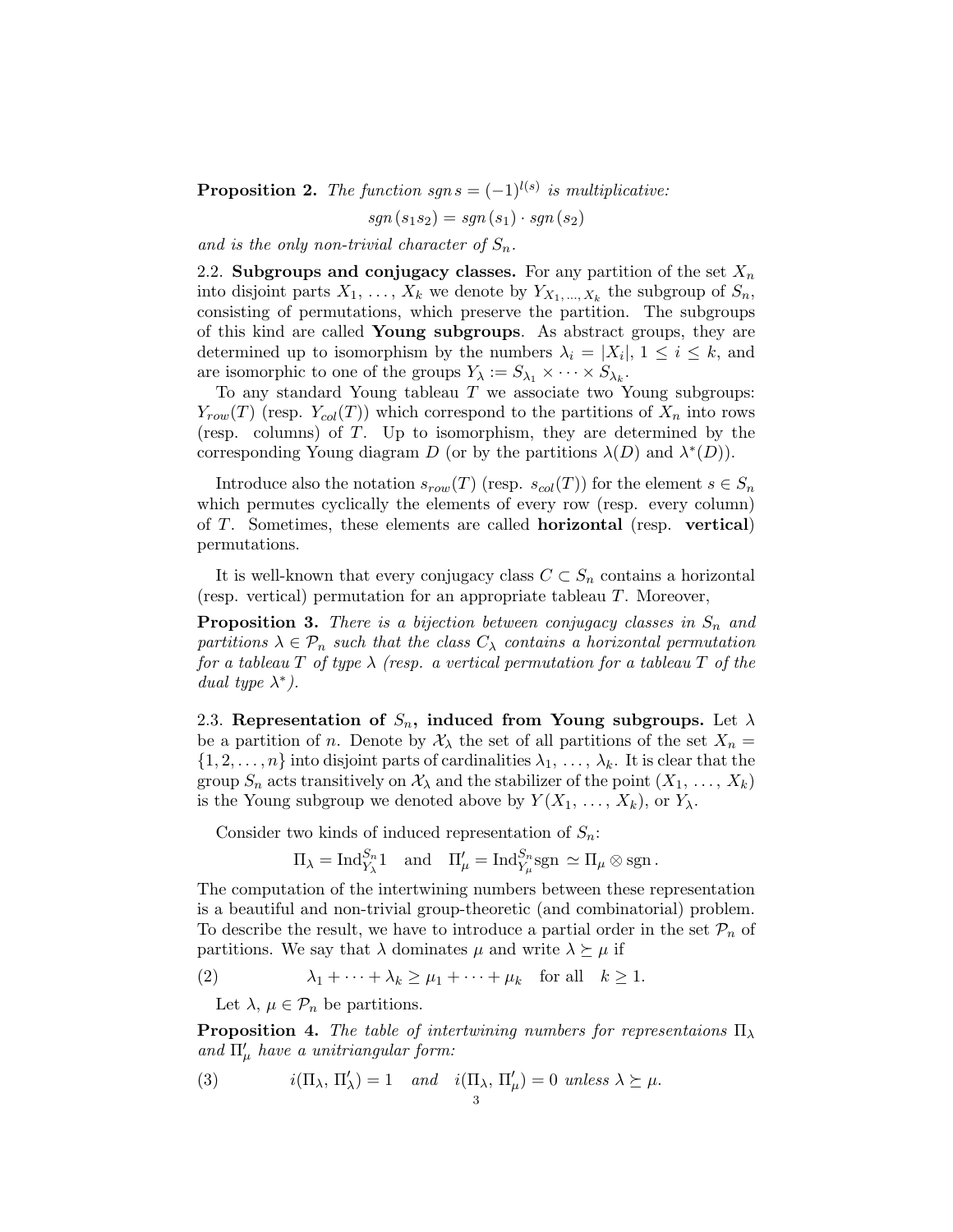**Proposition 2.** *The function* $sgn\, s = (-1)^{l(s)}$ *is multiplicative:*

$$sgn\,(s_1 s_2) = sgn\,(s_1) \cdot sgn\,(s_2)$$

*and is the only non-trivial character of* $S_n$.

2.2. **Subgroups and conjugacy classes.** For any partition of the set $X_n$ into disjoint parts $X_1, \ldots, X_k$ we denote by $Y_{X_1, \ldots, X_k}$ the subgroup of $S_n$, consisting of permutations, which preserve the partition. The subgroups of this kind are called **Young subgroups**. As abstract groups, they are determined up to isomorphism by the numbers $\lambda_i = |X_i|$, $1 \leq i \leq k$, and are isomorphic to one of the groups $Y_\lambda := S_{\lambda_1} \times \cdots \times S_{\lambda_k}$.

To any standard Young tableau $T$ we associate two Young subgroups: $Y_{row}(T)$ (resp. $Y_{col}(T)$) which correspond to the partitions of $X_n$ into rows (resp. columns) of $T$. Up to isomorphism, they are determined by the corresponding Young diagram $D$ (or by the partitions $\lambda(D)$ and $\lambda^*(D)$).

Introduce also the notation $s_{row}(T)$ (resp. $s_{col}(T)$) for the element $s \in S_n$ which permutes cyclically the elements of every row (resp. every column) of $T$. Sometimes, these elements are called **horizontal** (resp. **vertical**) permutations.

It is well-known that every conjugacy class $C \subset S_n$ contains a horizontal (resp. vertical) permutation for an appropriate tableau $T$. Moreover,

**Proposition 3.** *There is a bijection between conjugacy classes in* $S_n$ *and partitions* $\lambda \in \mathcal{P}_n$ *such that the class* $C_\lambda$ *contains a horizontal permutation for a tableau* $T$ *of type* $\lambda$ *(resp. a vertical permutation for a tableau* $T$ *of the dual type* $\lambda^*$*).*

2.3. **Representation of $S_n$, induced from Young subgroups.** Let $\lambda$ be a partition of $n$. Denote by $\mathcal{X}_\lambda$ the set of all partitions of the set $X_n = \{1, 2, \ldots, n\}$ into disjoint parts of cardinalities $\lambda_1, \ldots, \lambda_k$. It is clear that the group $S_n$ acts transitively on $\mathcal{X}_\lambda$ and the stabilizer of the point $(X_1, \ldots, X_k)$ is the Young subgroup we denoted above by $Y(X_1, \ldots, X_k)$, or $Y_\lambda$.

Consider two kinds of induced representation of $S_n$:

$$\Pi_\lambda = \mathrm{Ind}_{Y_\lambda}^{S_n} 1 \quad \text{and} \quad \Pi'_\mu = \mathrm{Ind}_{Y_\mu}^{S_n} \mathrm{sgn} \simeq \Pi_\mu \otimes \mathrm{sgn}\,.$$

The computation of the intertwining numbers between these representation is a beautiful and non-trivial group-theoretic (and combinatorial) problem. To describe the result, we have to introduce a partial order in the set $\mathcal{P}_n$ of partitions. We say that $\lambda$ dominates $\mu$ and write $\lambda \succeq \mu$ if

$$\lambda_1 + \cdots + \lambda_k \geq \mu_1 + \cdots + \mu_k \quad \text{for all} \quad k \geq 1. \tag{2}$$

Let $\lambda$, $\mu \in \mathcal{P}_n$ be partitions.

**Proposition 4.** *The table of intertwining numbers for representaions* $\Pi_\lambda$ *and* $\Pi'_\mu$ *have a unitriangular form:*

$$i(\Pi_\lambda, \Pi'_\lambda) = 1 \quad \textit{and} \quad i(\Pi_\lambda, \Pi'_\mu) = 0 \textit{ unless } \lambda \succeq \mu. \tag{3}$$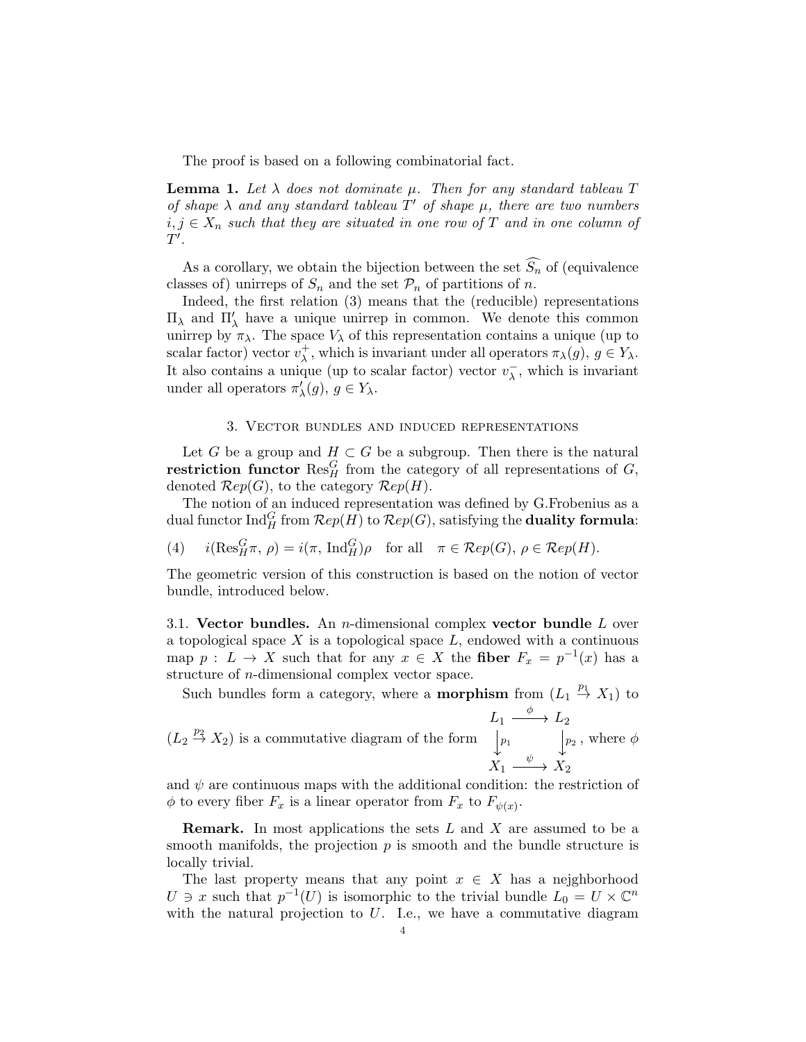The proof is based on a following combinatorial fact.

**Lemma 1.** *Let $\lambda$ does not dominate $\mu$. Then for any standard tableau $T$ of shape $\lambda$ and any standard tableau $T'$ of shape $\mu$, there are two numbers $i, j \in X_n$ such that they are situated in one row of $T$ and in one column of $T'$.*

As a corollary, we obtain the bijection between the set $\widehat{S_n}$ of (equivalence classes of) unirreps of $S_n$ and the set $\mathcal{P}_n$ of partitions of $n$.

Indeed, the first relation (3) means that the (reducible) representations $\Pi_\lambda$ and $\Pi'_\lambda$ have a unique unirrep in common. We denote this common unirrep by $\pi_\lambda$. The space $V_\lambda$ of this representation contains a unique (up to scalar factor) vector $v_\lambda^+$, which is invariant under all operators $\pi_\lambda(g),\ g \in Y_\lambda$. It also contains a unique (up to scalar factor) vector $v_\lambda^-$, which is invariant under all operators $\pi'_\lambda(g),\ g \in Y_\lambda$.

## 3. Vector bundles and induced representations

Let $G$ be a group and $H \subset G$ be a subgroup. Then there is the natural **restriction functor** $\mathrm{Res}_H^G$ from the category of all representations of $G$, denoted $\mathcal{R}ep(G)$, to the category $\mathcal{R}ep(H)$.

The notion of an induced representation was defined by G.Frobenius as a dual functor $\mathrm{Ind}_H^G$ from $\mathcal{R}ep(H)$ to $\mathcal{R}ep(G)$, satisfying the **duality formula**:

$$i(\mathrm{Res}_H^G \pi,\ \rho) = i(\pi,\ \mathrm{Ind}_H^G)\rho \quad \text{for all} \quad \pi \in \mathcal{R}ep(G),\ \rho \in \mathcal{R}ep(H). \tag{4}$$

The geometric version of this construction is based on the notion of vector bundle, introduced below.

### 3.1. Vector bundles.

An $n$-dimensional complex **vector bundle** $L$ over a topological space $X$ is a topological space $L$, endowed with a continuous map $p : L \to X$ such that for any $x \in X$ the **fiber** $F_x = p^{-1}(x)$ has a structure of $n$-dimensional complex vector space.

Such bundles form a category, where a **morphism** from $(L_1 \overset{p_1}{\to} X_1)$ to $(L_2 \overset{p_2}{\to} X_2)$ is a commutative diagram of the form
$$\begin{array}{ccc} L_1 & \xrightarrow{\ \phi\ } & L_2 \\ \downarrow{\scriptstyle p_1} & & \downarrow{\scriptstyle p_2} \\ X_1 & \xrightarrow{\ \psi\ } & X_2 \end{array},$$
where $\phi$ and $\psi$ are continuous maps with the additional condition: the restriction of $\phi$ to every fiber $F_x$ is a linear operator from $F_x$ to $F_{\psi(x)}$.

**Remark.** In most applications the sets $L$ and $X$ are assumed to be a smooth manifolds, the projection $p$ is smooth and the bundle structure is locally trivial.

The last property means that any point $x \in X$ has a nejghborhood $U \ni x$ such that $p^{-1}(U)$ is isomorphic to the trivial bundle $L_0 = U \times \mathbb{C}^n$ with the natural projection to $U$. I.e., we have a commutative diagram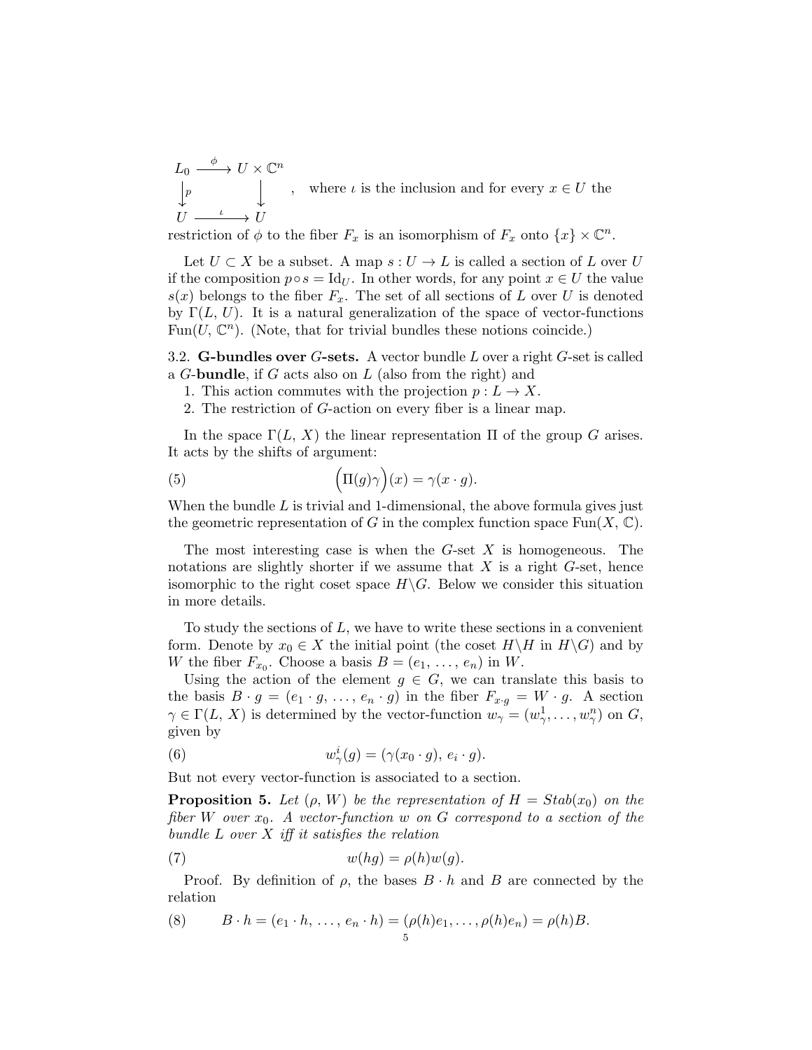$$\begin{array}{ccc} L_0 & \xrightarrow{\phi} & U \times \mathbb{C}^n \\ \Big\downarrow p & & \Big\downarrow \\ U & \xrightarrow{\iota} & U \end{array}$$

, where $\iota$ is the inclusion and for every $x \in U$ the restriction of $\phi$ to the fiber $F_x$ is an isomorphism of $F_x$ onto $\{x\} \times \mathbb{C}^n$.

Let $U \subset X$ be a subset. A map $s : U \to L$ is called a section of $L$ over $U$ if the composition $p \circ s = \mathrm{Id}_U$. In other words, for any point $x \in U$ the value $s(x)$ belongs to the fiber $F_x$. The set of all sections of $L$ over $U$ is denoted by $\Gamma(L, U)$. It is a natural generalization of the space of vector-functions $\mathrm{Fun}(U, \mathbb{C}^n)$. (Note, that for trivial bundles these notions coincide.)

3.2. **G-bundles over $G$-sets.** A vector bundle $L$ over a right $G$-set is called a $G$-**bundle**, if $G$ acts also on $L$ (also from the right) and

1. This action commutes with the projection $p : L \to X$.
2. The restriction of $G$-action on every fiber is a linear map.

In the space $\Gamma(L, X)$ the linear representation $\Pi$ of the group $G$ arises. It acts by the shifts of argument:

$$\Big(\Pi(g)\gamma\Big)(x) = \gamma(x \cdot g). \tag{5}$$

When the bundle $L$ is trivial and 1-dimensional, the above formula gives just the geometric representation of $G$ in the complex function space $\mathrm{Fun}(X, \mathbb{C})$.

The most interesting case is when the $G$-set $X$ is homogeneous. The notations are slightly shorter if we assume that $X$ is a right $G$-set, hence isomorphic to the right coset space $H\backslash G$. Below we consider this situation in more details.

To study the sections of $L$, we have to write these sections in a convenient form. Denote by $x_0 \in X$ the initial point (the coset $H\backslash H$ in $H\backslash G$) and by $W$ the fiber $F_{x_0}$. Choose a basis $B = (e_1, \ldots, e_n)$ in $W$.

Using the action of the element $g \in G$, we can translate this basis to the basis $B \cdot g = (e_1 \cdot g, \ldots, e_n \cdot g)$ in the fiber $F_{x \cdot g} = W \cdot g$. A section $\gamma \in \Gamma(L, X)$ is determined by the vector-function $w_\gamma = (w_\gamma^1, \ldots, w_\gamma^n)$ on $G$, given by

$$w_\gamma^i(g) = (\gamma(x_0 \cdot g), e_i \cdot g). \tag{6}$$

But not every vector-function is associated to a section.

**Proposition 5.** *Let $(\rho, W)$ be the representation of $H = Stab(x_0)$ on the fiber $W$ over $x_0$. A vector-function $w$ on $G$ correspond to a section of the bundle $L$ over $X$ iff it satisfies the relation*

$$w(hg) = \rho(h)w(g). \tag{7}$$

Proof. By definition of $\rho$, the bases $B \cdot h$ and $B$ are connected by the relation

$$B \cdot h = (e_1 \cdot h, \ldots, e_n \cdot h) = (\rho(h)e_1, \ldots, \rho(h)e_n) = \rho(h)B. \tag{8}$$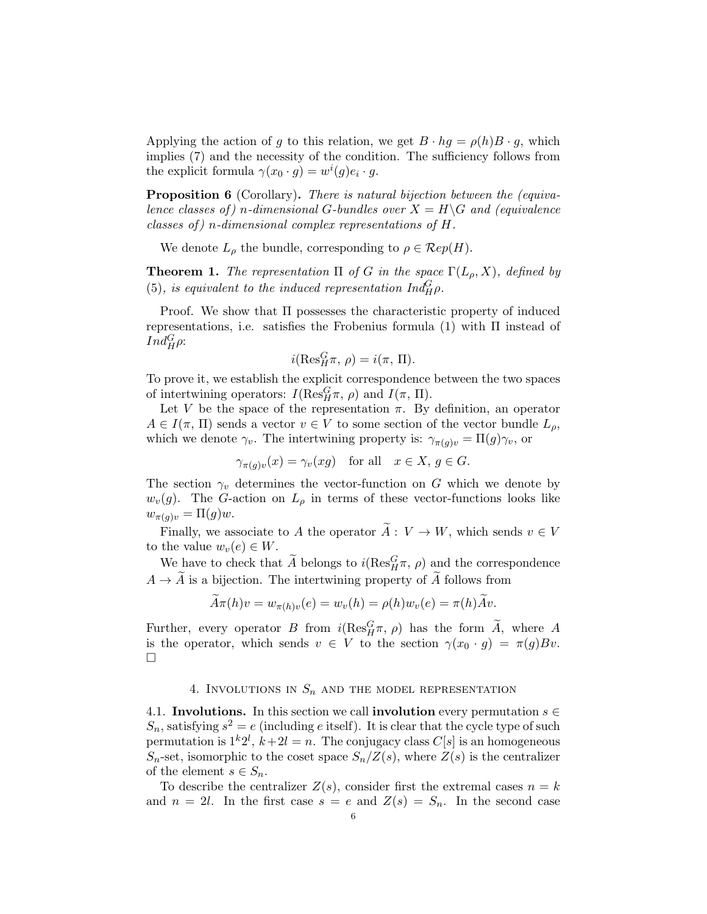Applying the action of $g$ to this relation, we get $B \cdot hg = \rho(h)B \cdot g$, which implies (7) and the necessity of the condition. The sufficiency follows from the explicit formula $\gamma(x_0 \cdot g) = w^i(g)e_i \cdot g$.

**Proposition 6** (Corollary)**.** *There is natural bijection between the (equivalence classes of) $n$-dimensional $G$-bundles over $X = H\backslash G$ and (equivalence classes of) $n$-dimensional complex representations of $H$.*

We denote $L_\rho$ the bundle, corresponding to $\rho \in \mathcal{R}ep(H)$.

**Theorem 1.** *The representation $\Pi$ of $G$ in the space $\Gamma(L_\rho, X)$, defined by (5), is equivalent to the induced representation $Ind_H^G \rho$.*

Proof. We show that $\Pi$ possesses the characteristic property of induced representations, i.e. satisfies the Frobenius formula (1) with $\Pi$ instead of $Ind_H^G \rho$:

$$i(\mathrm{Res}_H^G \pi,\, \rho) = i(\pi,\, \Pi).$$

To prove it, we establish the explicit correspondence between the two spaces of intertwining operators: $I(\mathrm{Res}_H^G \pi,\, \rho)$ and $I(\pi,\, \Pi)$.

Let $V$ be the space of the representation $\pi$. By definition, an operator $A \in I(\pi,\, \Pi)$ sends a vector $v \in V$ to some section of the vector bundle $L_\rho$, which we denote $\gamma_v$. The intertwining property is: $\gamma_{\pi(g)v} = \Pi(g)\gamma_v$, or

$$\gamma_{\pi(g)v}(x) = \gamma_v(xg) \quad \text{for all} \quad x \in X,\, g \in G.$$

The section $\gamma_v$ determines the vector-function on $G$ which we denote by $w_v(g)$. The $G$-action on $L_\rho$ in terms of these vector-functions looks like $w_{\pi(g)v} = \Pi(g)w$.

Finally, we associate to $A$ the operator $\widetilde{A} :\, V \to W$, which sends $v \in V$ to the value $w_v(e) \in W$.

We have to check that $\widetilde{A}$ belongs to $i(\mathrm{Res}_H^G \pi,\, \rho)$ and the correspondence $A \to \widetilde{A}$ is a bijection. The intertwining property of $\widetilde{A}$ follows from

$$\widetilde{A}\pi(h)v = w_{\pi(h)v}(e) = w_v(h) = \rho(h)w_v(e) = \pi(h)\widetilde{A}v.$$

Further, every operator $B$ from $i(\mathrm{Res}_H^G \pi,\, \rho)$ has the form $\widetilde{A}$, where $A$ is the operator, which sends $v \in V$ to the section $\gamma(x_0 \cdot g) = \pi(g)Bv$. □

## 4. Involutions in $S_n$ and the model representation

4.1. **Involutions.** In this section we call **involution** every permutation $s \in S_n$, satisfying $s^2 = e$ (including $e$ itself). It is clear that the cycle type of such permutation is $1^k 2^l$, $k + 2l = n$. The conjugacy class $C[s]$ is an homogeneous $S_n$-set, isomorphic to the coset space $S_n/Z(s)$, where $Z(s)$ is the centralizer of the element $s \in S_n$.

To describe the centralizer $Z(s)$, consider first the extremal cases $n = k$ and $n = 2l$. In the first case $s = e$ and $Z(s) = S_n$. In the second case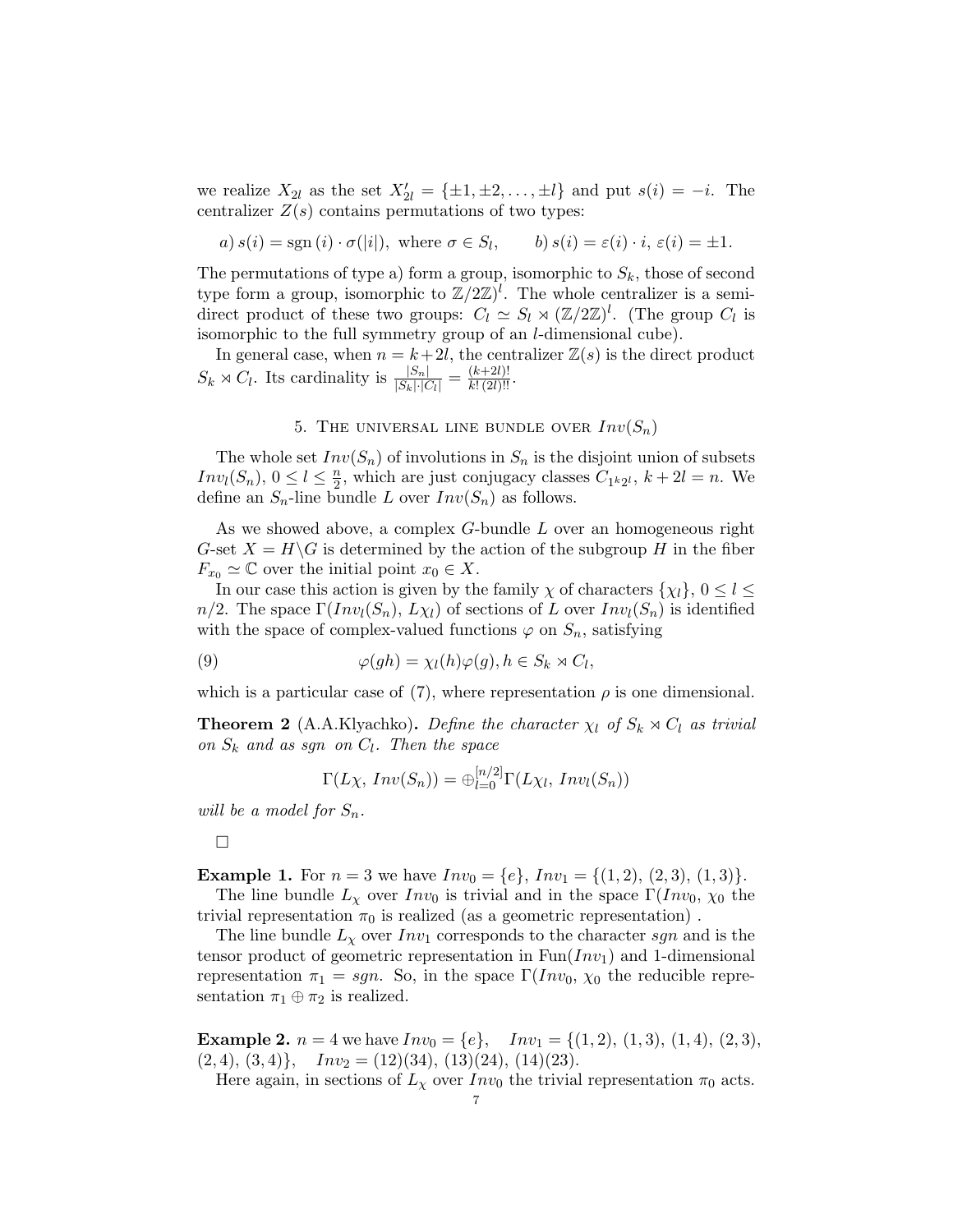we realize $X_{2l}$ as the set $X'_{2l} = \{\pm 1, \pm 2, \ldots, \pm l\}$ and put $s(i) = -i$. The centralizer $Z(s)$ contains permutations of two types:

$$a)\, s(i) = \operatorname{sgn}(i) \cdot \sigma(|i|), \text{ where } \sigma \in S_l, \qquad b)\, s(i) = \varepsilon(i) \cdot i,\, \varepsilon(i) = \pm 1.$$

The permutations of type a) form a group, isomorphic to $S_k$, those of second type form a group, isomorphic to $\mathbb{Z}/2\mathbb{Z})^l$. The whole centralizer is a semi-direct product of these two groups: $C_l \simeq S_l \rtimes (\mathbb{Z}/2\mathbb{Z})^l$. (The group $C_l$ is isomorphic to the full symmetry group of an $l$-dimensional cube).

In general case, when $n = k+2l$, the centralizer $\mathbb{Z}(s)$ is the direct product $S_k \rtimes C_l$. Its cardinality is $\frac{|S_n|}{|S_k|\cdot|C_l|} = \frac{(k+2l)!}{k!\,(2l)!!}$.

## 5. The universal line bundle over $Inv(S_n)$

The whole set $Inv(S_n)$ of involutions in $S_n$ is the disjoint union of subsets $Inv_l(S_n)$, $0 \le l \le \frac{n}{2}$, which are just conjugacy classes $C_{1^k 2^l}$, $k+2l = n$. We define an $S_n$-line bundle $L$ over $Inv(S_n)$ as follows.

As we showed above, a complex $G$-bundle $L$ over an homogeneous right $G$-set $X = H\backslash G$ is determined by the action of the subgroup $H$ in the fiber $F_{x_0} \simeq \mathbb{C}$ over the initial point $x_0 \in X$.

In our case this action is given by the family $\chi$ of characters $\{\chi_l\}$, $0 \le l \le n/2$. The space $\Gamma(Inv_l(S_n),\, L\chi_l)$ of sections of $L$ over $Inv_l(S_n)$ is identified with the space of complex-valued functions $\varphi$ on $S_n$, satisfying

$$\varphi(gh) = \chi_l(h)\varphi(g), h \in S_k \rtimes C_l, \tag{9}$$

which is a particular case of (7), where representation $\rho$ is one dimensional.

**Theorem 2** (A.A.Klyachko)**.** *Define the character $\chi_l$ of $S_k \rtimes C_l$ as trivial on $S_k$ and as sgn on $C_l$. Then the space*

$$\Gamma(L\chi,\, Inv(S_n)) = \oplus_{l=0}^{[n/2]} \Gamma(L\chi_l,\, Inv_l(S_n))$$

*will be a model for $S_n$.*

□

**Example 1.** For $n = 3$ we have $Inv_0 = \{e\}$, $Inv_1 = \{(1,2),\, (2,3),\, (1,3)\}$.

The line bundle $L_\chi$ over $Inv_0$ is trivial and in the space $\Gamma(Inv_0,\, \chi_0$ the trivial representation $\pi_0$ is realized (as a geometric representation) .

The line bundle $L_\chi$ over $Inv_1$ corresponds to the character $sgn$ and is the tensor product of geometric representation in $\mathrm{Fun}(Inv_1)$ and 1-dimensional representation $\pi_1 = sgn$. So, in the space $\Gamma(Inv_0,\, \chi_0$ the reducible representation $\pi_1 \oplus \pi_2$ is realized.

**Example 2.** $n = 4$ we have $Inv_0 = \{e\}$, $\quad Inv_1 = \{(1,2),\, (1,3),\, (1,4),\, (2,3),\, (2,4),\, (3,4)\}$, $\quad Inv_2 = (12)(34),\, (13)(24),\, (14)(23)$.

Here again, in sections of $L_\chi$ over $Inv_0$ the trivial representation $\pi_0$ acts.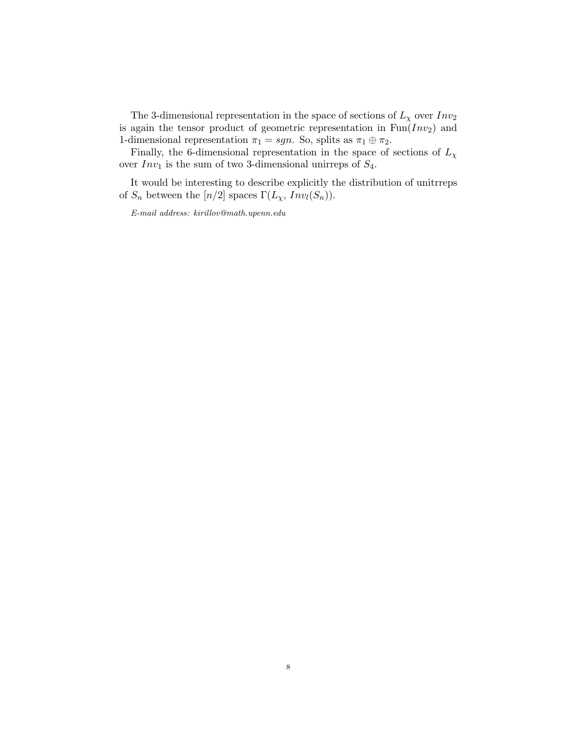The 3-dimensional representation in the space of sections of $L_\chi$ over $Inv_2$ is again the tensor product of geometric representation in $\mathrm{Fun}(Inv_2)$ and 1-dimensional representation $\pi_1 = sgn$. So, splits as $\pi_1 \oplus \pi_2$.

Finally, the 6-dimensional representation in the space of sections of $L_\chi$ over $Inv_1$ is the sum of two 3-dimensional unirreps of $S_4$.

It would be interesting to describe explicitly the distribution of unitrreps of $S_n$ between the $[n/2]$ spaces $\Gamma(L_\chi,\, Inv_l(S_n))$.

*E-mail address:* *kirillov@math.upenn.edu*